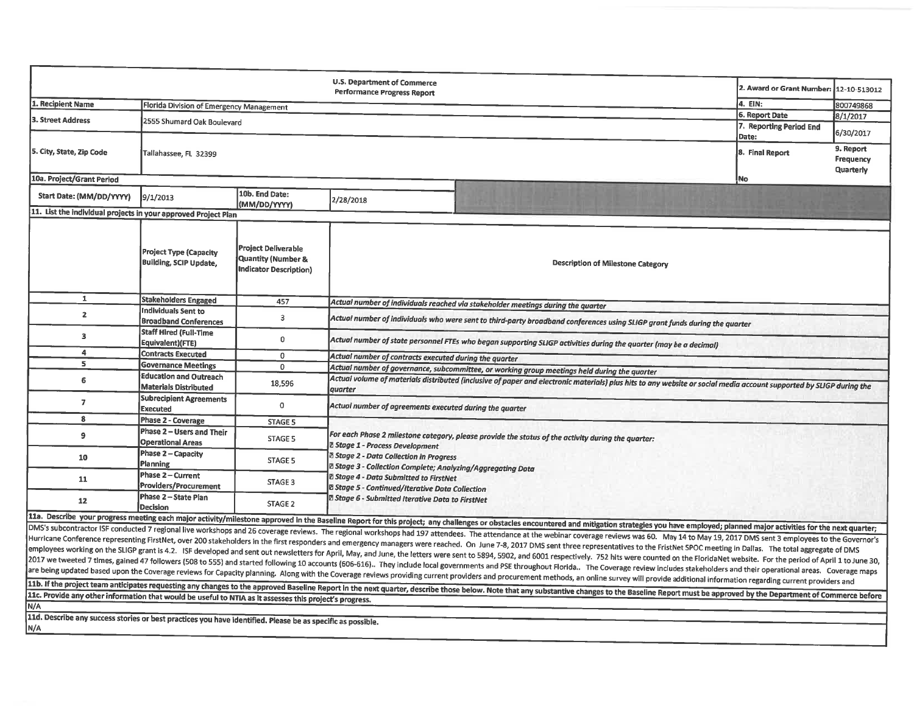| U.S. Department of Commerce Performance Progress Report | | | | 2. Award or Grant Number: | 12-10-S13012 |
|---|---|---|---|---|---|
| 1. Recipient Name | Florida Division of Emergency Management | | | 4. EIN: | 800749868 |
| 3. Street Address | 2555 Shumard Oak Boulevard | | | 6. Report Date | 8/1/2017 |
| | | | | 7. Reporting Period End Date: | 6/30/2017 |
| 5. City, State, Zip Code | Tallahassee, FL 32399 | | | 8. Final Report | 9. Report Frequency Quarterly |
| 10a. Project/Grant Period | | | | No | |
| Start Date: (MM/DD/YYYY) | 9/1/2013 | 10b. End Date: (MM/DD/YYYY) | 2/28/2018 | | |

**11. List the individual projects in your approved Project Plan**

| | Project Type (Capacity Building, SCIP Update, | Project Deliverable Quantity (Number & Indicator Description) | Description of Milestone Category |
|---|---|---|---|
| 1 | Stakeholders Engaged | 457 | *Actual number of individuals reached via stakeholder meetings during the quarter* |
| 2 | Individuals Sent to Broadband Conferences | 3 | *Actual number of individuals who were sent to third-party broadband conferences using SLIGP grant funds during the quarter* |
| 3 | Staff Hired (Full-Time Equivalent)(FTE) | 0 | *Actual number of state personnel FTEs who began supporting SLIGP activities during the quarter (may be a decimal)* |
| 4 | Contracts Executed | 0 | *Actual number of contracts executed during the quarter* |
| 5 | Governance Meetings | 0 | *Actual number of governance, subcommittee, or working group meetings held during the quarter* |
| 6 | Education and Outreach Materials Distributed | 18,596 | *Actual volume of materials distributed (inclusive of paper and electronic materials) plus hits to any website or social media account supported by SLIGP during the quarter* |
| 7 | Subrecipient Agreements Executed | 0 | *Actual number of agreements executed during the quarter* |
| 8 | Phase 2 - Coverage | STAGE 5 | *For each Phase 2 milestone category, please provide the status of the activity during the quarter:* |
| 9 | Phase 2 – Users and Their Operational Areas | STAGE 5 | *Stage 1 - Process Development* |
| 10 | Phase 2 – Capacity Planning | STAGE 5 | *Stage 2 - Data Collection in Progress* *Stage 3 - Collection Complete; Analyzing/Aggregating Data* |
| 11 | Phase 2 – Current Providers/Procurement | STAGE 3 | *Stage 4 - Data Submitted to FirstNet* *Stage 5 - Continued/Iterative Data Collection* |
| 12 | Phase 2 – State Plan Decision | STAGE 2 | *Stage 6 - Submitted Iterative Data to FirstNet* |

**11a. Describe your progress meeting each major activity/milestone approved in the Baseline Report for this project; any challenges or obstacles encountered and mitigation strategies you have employed; planned major activities for the next quarter;**

DMS's subcontractor ISF conducted 7 regional live workshops and 26 coverage reviews. The regional workshops had 197 attendees. The attendance at the webinar coverage reviews was 60. May 14 to May 19, 2017 DMS sent 3 employees to the Governor's Hurricane Conference representing FirstNet, over 200 stakeholders in the first responders and emergency managers were reached. On June 7-8, 2017 DMS sent three representatives to the FristNet SPOC meeting in Dallas. The total aggregate of DMS employees working on the SLIGP grant is 4.2. ISF developed and sent out newsletters for April, May, and June, the letters were sent to 5894, 5902, and 6001 respectively. 752 hits were counted on the FloridaNet website. For the period of April 1 to June 30, 2017 we tweeted 7 times, gained 47 followers (508 to 555) and started following 10 accounts (606-616).. They include local governments and PSE throughout Florida.. The Coverage review includes stakeholders and their operational areas. Coverage maps are being updated based upon the Coverage reviews for Capacity planning. Along with the Coverage reviews providing current providers and procurement methods, an online survey will provide additional information regarding current providers and

**11b. If the project team anticipates requesting any changes to the approved Baseline Report in the next quarter, describe those below. Note that any substantive changes to the Baseline Report must be approved by the Department of Commerce before**

**11c. Provide any other information that would be useful to NTIA as it assesses this project's progress.**

N/A

**11d. Describe any success stories or best practices you have identified. Please be as specific as possible.**

N/A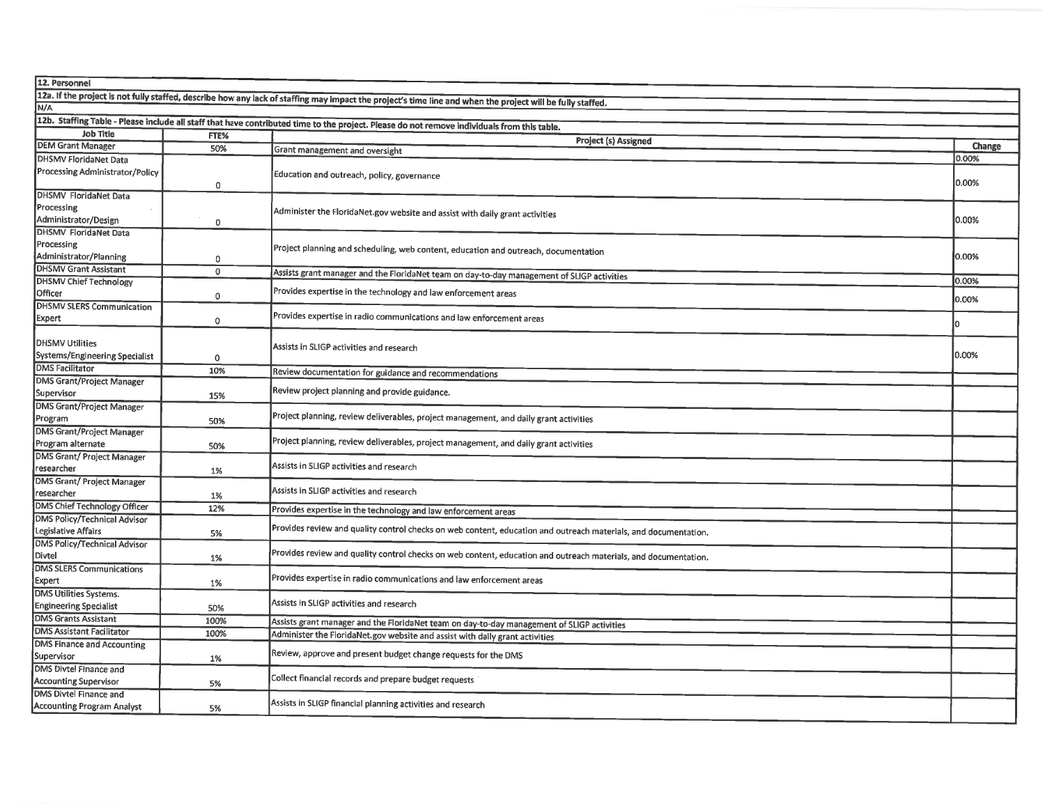**12. Personnel**

**12a. If the project is not fully staffed, describe how any lack of staffing may impact the project's time line and when the project will be fully staffed.**

N/A

**12b. Staffing Table - Please include all staff that have contributed time to the project. Please do not remove individuals from this table.**

| Job Title | FTE% | Project (s) Assigned | Change |
|---|---|---|---|
| DEM Grant Manager | 50% | Grant management and oversight | 0.00% |
| DHSMV FloridaNet Data Processing Administrator/Policy | 0 | Education and outreach, policy, governance | 0.00% |
| DHSMV FloridaNet Data Processing Administrator/Design | 0 | Administer the FloridaNet.gov website and assist with daily grant activities | 0.00% |
| DHSMV FloridaNet Data Processing Administrator/Planning | 0 | Project planning and scheduling, web content, education and outreach, documentation | 0.00% |
| DHSMV Grant Assistant | 0 | Assists grant manager and the FloridaNet team on day-to-day management of SLIGP activities | 0.00% |
| DHSMV Chief Technology Officer | 0 | Provides expertise in the technology and law enforcement areas | 0.00% |
| DHSMV SLERS Communication Expert | 0 | Provides expertise in radio communications and law enforcement areas | 0 |
| DHSMV Utilities Systems/Engineering Specialist | 0 | Assists in SLIGP activities and research | 0.00% |
| DMS Facilitator | 10% | Review documentation for guidance and recommendations | |
| DMS Grant/Project Manager Supervisor | 15% | Review project planning and provide guidance. | |
| DMS Grant/Project Manager Program | 50% | Project planning, review deliverables, project management, and daily grant activities | |
| DMS Grant/Project Manager Program alternate | 50% | Project planning, review deliverables, project management, and daily grant activities | |
| DMS Grant/ Project Manager researcher | 1% | Assists in SLIGP activities and research | |
| DMS Grant/ Project Manager researcher | 1% | Assists in SLIGP activities and research | |
| DMS Chief Technology Officer | 12% | Provides expertise in the technology and law enforcement areas | |
| DMS Policy/Technical Advisor Legislative Affairs | 5% | Provides review and quality control checks on web content, education and outreach materials, and documentation. | |
| DMS Policy/Technical Advisor Divtel | 1% | Provides review and quality control checks on web content, education and outreach materials, and documentation. | |
| DMS SLERS Communications Expert | 1% | Provides expertise in radio communications and law enforcement areas | |
| DMS Utilities Systems. Engineering Specialist | 50% | Assists in SLIGP activities and research | |
| DMS Grants Assistant | 100% | Assists grant manager and the FloridaNet team on day-to-day management of SLIGP activities | |
| DMS Assistant Facilitator | 100% | Administer the FloridaNet.gov website and assist with daily grant activities | |
| DMS Finance and Accounting Supervisor | 1% | Review, approve and present budget change requests for the DMS | |
| DMS Divtel Finance and Accounting Supervisor | 5% | Collect financial records and prepare budget requests | |
| DMS Divtel Finance and Accounting Program Analyst | 5% | Assists in SLIGP financial planning activities and research | |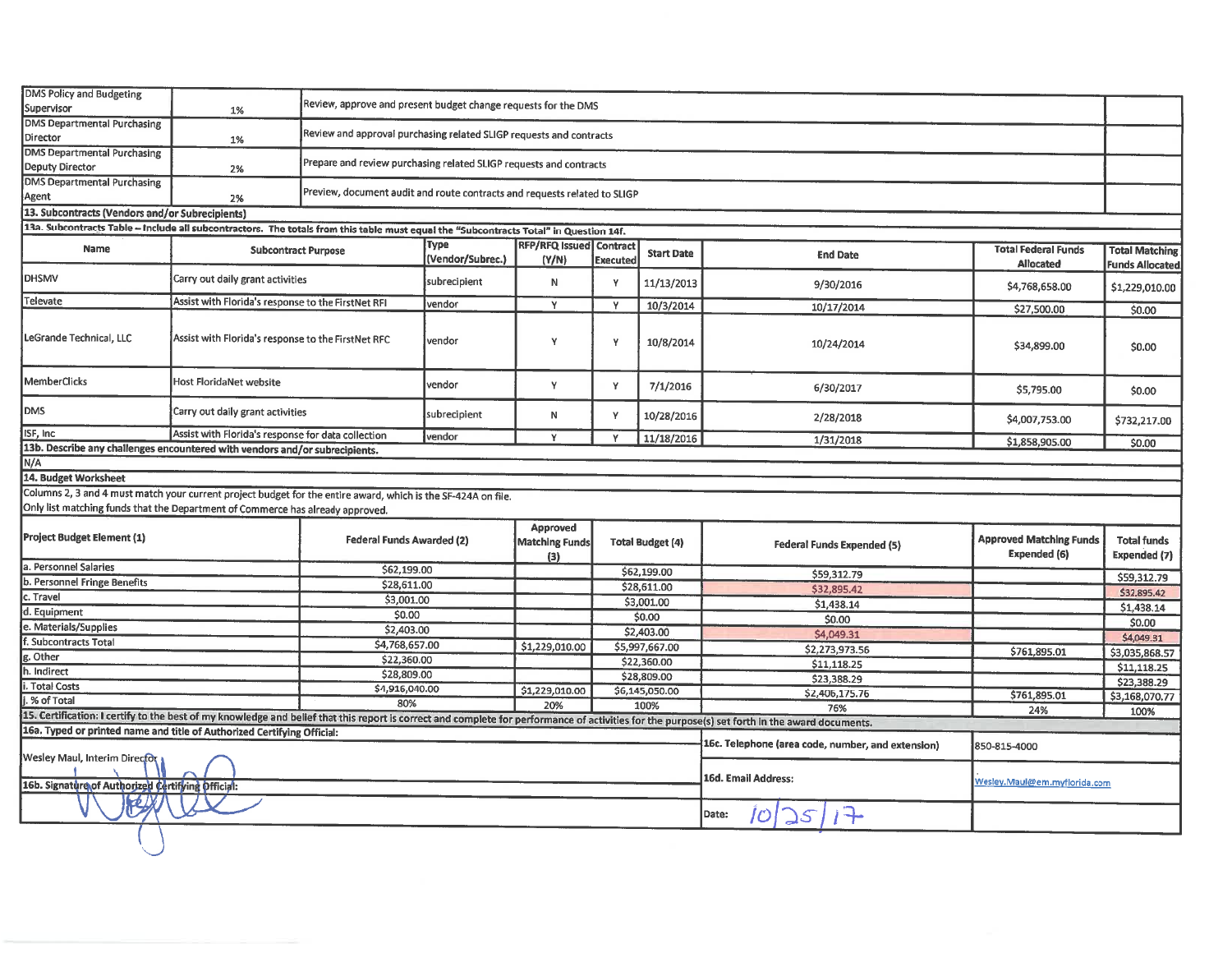| | | | |
|---|---|---|---|
| DMS Policy and Budgeting Supervisor | 1% | Review, approve and present budget change requests for the DMS | |
| DMS Departmental Purchasing Director | 1% | Review and approval purchasing related SLIGP requests and contracts | |
| DMS Departmental Purchasing Deputy Director | 2% | Prepare and review purchasing related SLIGP requests and contracts | |
| DMS Departmental Purchasing Agent | 2% | Preview, document audit and route contracts and requests related to SLIGP | |

**13. Subcontracts (Vendors and/or Subrecipients)**

**13a. Subcontracts Table – Include all subcontractors. The totals from this table must equal the "Subcontracts Total" in Question 14f.**

| Name | Subcontract Purpose | Type (Vendor/Subrec.) | RFP/RFQ Issued (Y/N) | Contract Executed | Start Date | End Date | Total Federal Funds Allocated | Total Matching Funds Allocated |
|---|---|---|---|---|---|---|---|---|
| DHSMV | Carry out daily grant activities | subrecipient | N | Y | 11/13/2013 | 9/30/2016 | $4,768,658.00 | $1,229,010.00 |
| Televate | Assist with Florida's response to the FirstNet RFI | vendor | Y | Y | 10/3/2014 | 10/17/2014 | $27,500.00 | $0.00 |
| LeGrande Technical, LLC | Assist with Florida's response to the FirstNet RFC | vendor | Y | Y | 10/8/2014 | 10/24/2014 | $34,899.00 | $0.00 |
| MemberClicks | Host FloridaNet website | vendor | Y | Y | 7/1/2016 | 6/30/2017 | $5,795.00 | $0.00 |
| DMS | Carry out daily grant activities | subrecipient | N | Y | 10/28/2016 | 2/28/2018 | $4,007,753.00 | $732,217.00 |
| ISF, Inc | Assist with Florida's response for data collection | vendor | Y | Y | 11/18/2016 | 1/31/2018 | $1,858,905.00 | $0.00 |

**13b. Describe any challenges encountered with vendors and/or subrecipients.**

N/A

**14. Budget Worksheet**

Columns 2, 3 and 4 must match your current project budget for the entire award, which is the SF-424A on file.
Only list matching funds that the Department of Commerce has already approved.

| Project Budget Element (1) | Federal Funds Awarded (2) | Approved Matching Funds (3) | Total Budget (4) | Federal Funds Expended (5) | Approved Matching Funds Expended (6) | Total funds Expended (7) |
|---|---|---|---|---|---|---|
| a. Personnel Salaries | $62,199.00 | | $62,199.00 | $59,312.79 | | $59,312.79 |
| b. Personnel Fringe Benefits | $28,611.00 | | $28,611.00 | $32,895.42 | | $32,895.42 |
| c. Travel | $3,001.00 | | $3,001.00 | $1,438.14 | | $1,438.14 |
| d. Equipment | $0.00 | | $0.00 | $0.00 | | $0.00 |
| e. Materials/Supplies | $2,403.00 | | $2,403.00 | $4,049.31 | | $4,049.31 |
| f. Subcontracts Total | $4,768,657.00 | $1,229,010.00 | $5,997,667.00 | $2,273,973.56 | $761,895.01 | $3,035,868.57 |
| g. Other | $22,360.00 | | $22,360.00 | $11,118.25 | | $11,118.25 |
| h. Indirect | $28,809.00 | | $28,809.00 | $23,388.29 | | $23,388.29 |
| i. Total Costs | $4,916,040.00 | $1,229,010.00 | $6,145,050.00 | $2,406,175.76 | $761,895.01 | $3,168,070.77 |
| j. % of Total | 80% | 20% | 100% | 76% | 24% | 100% |

**15. Certification: I certify to the best of my knowledge and belief that this report is correct and complete for performance of activities for the purpose(s) set forth in the award documents.**

| | | |
|---|---|---|
| **16a. Typed or printed name and title of Authorized Certifying Official:** Wesley Maul, Interim Director | **16c. Telephone (area code, number, and extension)** | 850-815-4000 |
| **16b. Signature of Authorized Certifying Official:** | **16d. Email Address:** | Wesley.Maul@em.myflorida.com |
| | Date: 10/25/17 | |